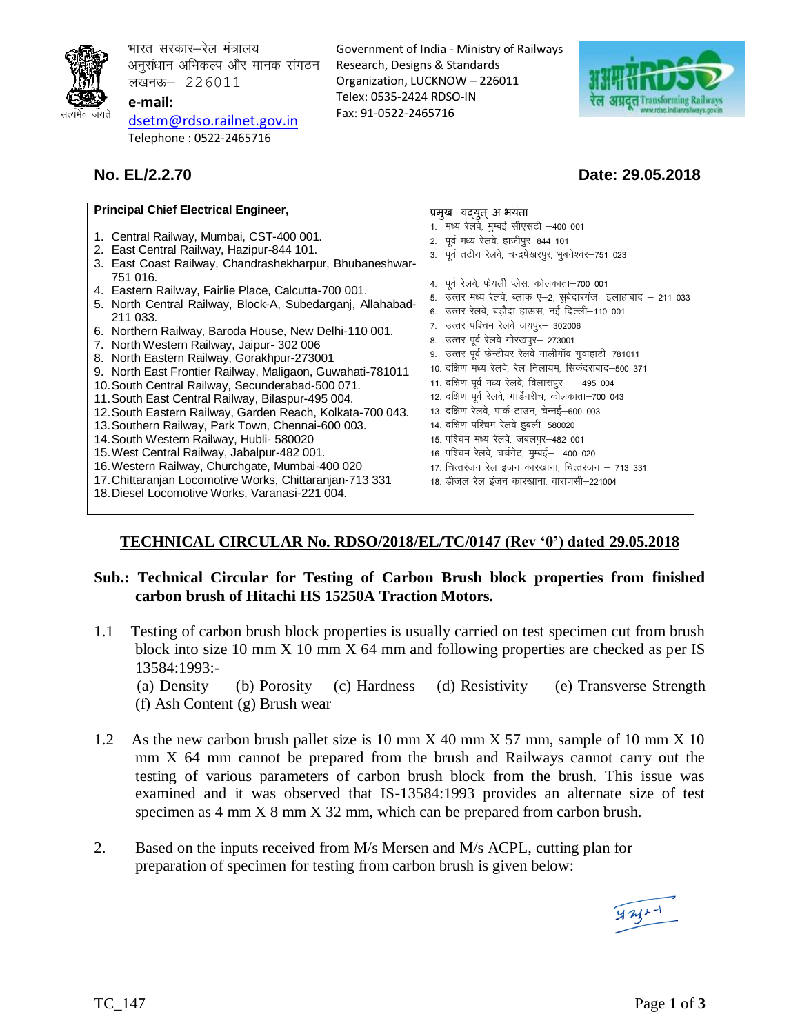भारत सरकार–रेल मंत्रालय
अनुसंधान अभिकल्प और मानक संगठन
लखनऊ– 226011

**e-mail:** dsetm@rdso.railnet.gov.in
Telephone : 0522-2465716

Government of India - Ministry of Railways
Research, Designs & Standards Organization, LUCKNOW – 226011
Telex: 0535-2424 RDSO-IN
Fax: 91-0522-2465716

**No. EL/2.2.70** **Date: 29.05.2018**

| **Principal Chief Electrical Engineer,** | प्रमुख वद्युत् अ भयंता |
|---|---|
| 1. Central Railway, Mumbai, CST-400 001. | 1. मध्य रेलवे, मुम्बई सीएसटी –400 001 |
| 2. East Central Railway, Hazipur-844 101. | 2. पूर्व मध्य रेलवे, हाजीपुर–844 101 |
| 3. East Coast Railway, Chandrashekharpur, Bhubaneshwar-751 016. | 3. पूर्व तटीय रेलवे, चन्द्रषेखरपुर, भुबनेश्वर–751 023 |
| 4. Eastern Railway, Fairlie Place, Calcutta-700 001. | 4. पूर्व रेलवे, फेयर्ली प्लेस, कोलकाता–700 001 |
| 5. North Central Railway, Block-A, Subedarganj, Allahabad-211 033. | 5. उत्तर मध्य रेलवे, ब्लाक ए–2, सुबेदारगंज इलाहाबाद – 211 033 |
| 6. Northern Railway, Baroda House, New Delhi-110 001. | 6. उत्तर रेलवे, बड़ौदा हाऊस, नई दिल्ली–110 001 |
| 7. North Western Railway, Jaipur- 302 006 | 7. उत्तर पश्चिम रेलवे जयपुर– 302006 |
| 8. North Eastern Railway, Gorakhpur-273001 | 8. उत्तर पूर्व रेलवे गोरखपुर– 273001 |
| 9. North East Frontier Railway, Maligaon, Guwahati-781011 | 9. उत्तर पूर्व फ्रेन्टीयर रेलवे मालीगॉव गुवाहाटी–781011 |
| 10. South Central Railway, Secunderabad-500 071. | 10. दक्षिण मध्य रेलवे, रेल निलायम, सिकंदराबाद–500 371 |
| 11. South East Central Railway, Bilaspur-495 004. | 11. दक्षिण पूर्व मध्य रेलवे, बिलासपुर – 495 004 |
| 12. South Eastern Railway, Garden Reach, Kolkata-700 043. | 12. दक्षिण पूर्व रेलवे, गार्डेनरीच, कोलकाता–700 043 |
| 13. Southern Railway, Park Town, Chennai-600 003. | 13. दक्षिण रेलवे, पार्क टाउन, चेन्नई–600 003 |
| 14. South Western Railway, Hubli- 580020 | 14. दक्षिण पश्चिम रेलवे हुबली–580020 |
| 15. West Central Railway, Jabalpur-482 001. | 15. पश्चिम मध्य रेलवे, जबलपुर–482 001 |
| 16. Western Railway, Churchgate, Mumbai-400 020 | 16. पश्चिम रेलवे, चर्चगेट, मुम्बई– 400 020 |
| 17. Chittaranjan Locomotive Works, Chittaranjan-713 331 | 17. चित्तरंजन रेल इंजन कारखाना, चित्तरंजन – 713 331 |
| 18. Diesel Locomotive Works, Varanasi-221 004. | 18. डीजल रेल इंजन कारखाना, वाराणसी–221004 |

## TECHNICAL CIRCULAR No. RDSO/2018/EL/TC/0147 (Rev '0') dated 29.05.2018

**Sub.: Technical Circular for Testing of Carbon Brush block properties from finished carbon brush of Hitachi HS 15250A Traction Motors.**

1.1 Testing of carbon brush block properties is usually carried on test specimen cut from brush block into size 10 mm X 10 mm X 64 mm and following properties are checked as per IS 13584:1993:-
(a) Density (b) Porosity (c) Hardness (d) Resistivity (e) Transverse Strength (f) Ash Content (g) Brush wear

1.2 As the new carbon brush pallet size is 10 mm X 40 mm X 57 mm, sample of 10 mm X 10 mm X 64 mm cannot be prepared from the brush and Railways cannot carry out the testing of various parameters of carbon brush block from the brush. This issue was examined and it was observed that IS-13584:1993 provides an alternate size of test specimen as 4 mm X 8 mm X 32 mm, which can be prepared from carbon brush.

2. Based on the inputs received from M/s Mersen and M/s ACPL, cutting plan for preparation of specimen for testing from carbon brush is given below: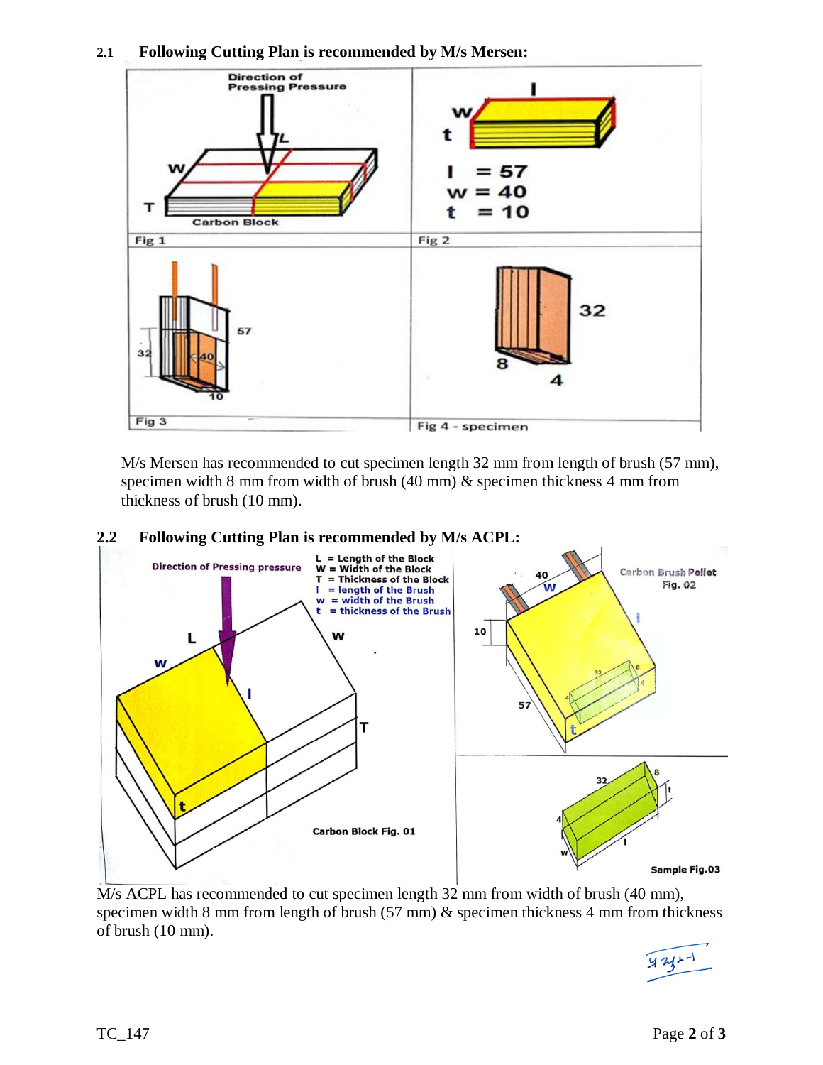### 2.1 Following Cutting Plan is recommended by M/s Mersen:

M/s Mersen has recommended to cut specimen length 32 mm from length of brush (57 mm), specimen width 8 mm from width of brush (40 mm) & specimen thickness 4 mm from thickness of brush (10 mm).

### 2.2 Following Cutting Plan is recommended by M/s ACPL:

M/s ACPL has recommended to cut specimen length 32 mm from width of brush (40 mm), specimen width 8 mm from length of brush (57 mm) & specimen thickness 4 mm from thickness of brush (10 mm).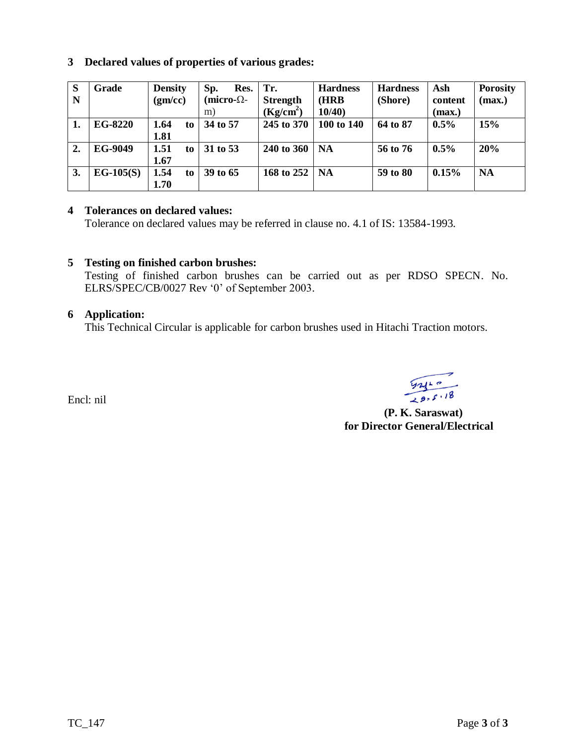## 3 Declared values of properties of various grades:

| S N | Grade | Density (gm/cc) | Sp. Res. (micro-Ω-m) | Tr. Strength (Kg/cm$^2$) | Hardness (HRB 10/40) | Hardness (Shore) | Ash content (max.) | Porosity (max.) |
|---|---|---|---|---|---|---|---|---|
| **1.** | **EG-8220** | **1.64 to 1.81** | **34 to 57** | **245 to 370** | **100 to 140** | **64 to 87** | **0.5%** | **15%** |
| **2.** | **EG-9049** | **1.51 to 1.67** | **31 to 53** | **240 to 360** | **NA** | **56 to 76** | **0.5%** | **20%** |
| **3.** | **EG-105(S)** | **1.54 to 1.70** | **39 to 65** | **168 to 252** | **NA** | **59 to 80** | **0.15%** | **NA** |

## 4 Tolerances on declared values:

Tolerance on declared values may be referred in clause no. 4.1 of IS: 13584-1993.

## 5 Testing on finished carbon brushes:

Testing of finished carbon brushes can be carried out as per RDSO SPECN. No. ELRS/SPEC/CB/0027 Rev '0' of September 2003.

## 6 Application:

This Technical Circular is applicable for carbon brushes used in Hitachi Traction motors.

Encl: nil

29.5.18

**(P. K. Saraswat)**
**for Director General/Electrical**

TC_147